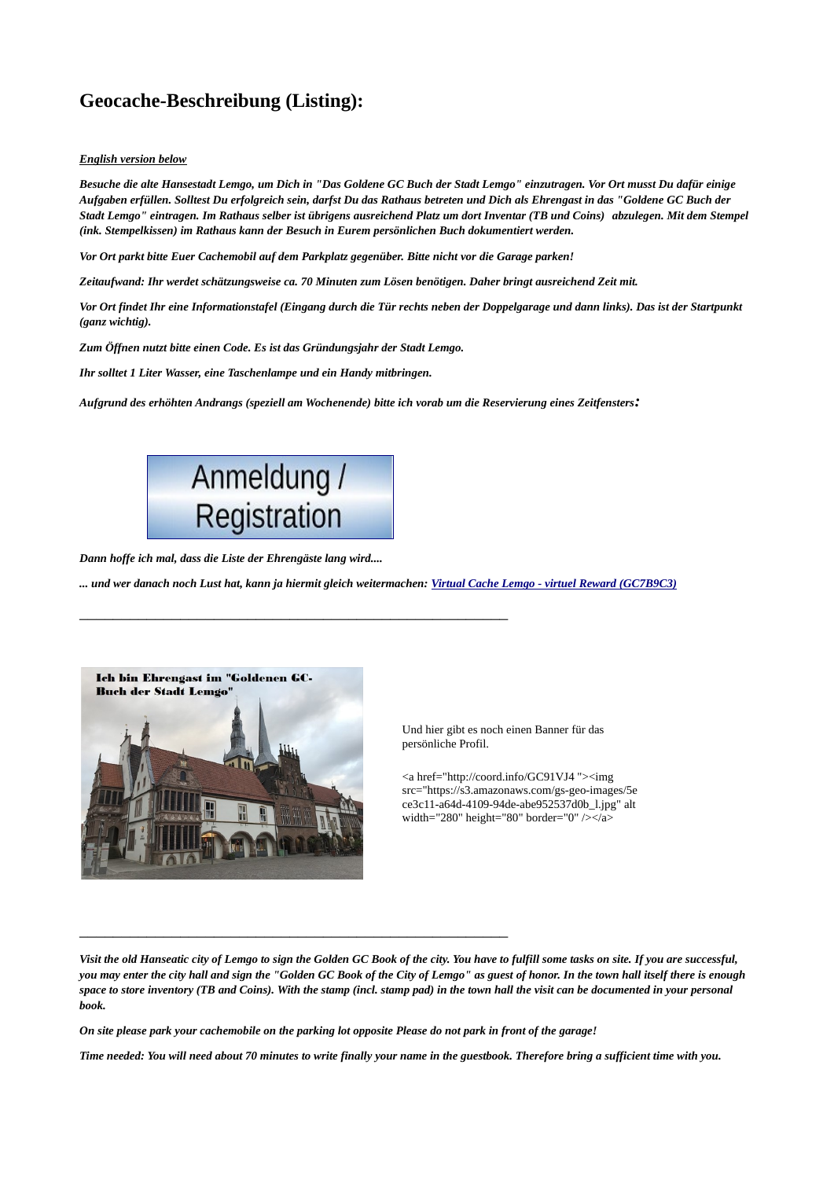# Geocache-Beschreibung (Listing):

***English version below***

***Besuche die alte Hansestadt Lemgo, um Dich in "Das Goldene GC Buch der Stadt Lemgo" einzutragen. Vor Ort musst Du dafür einige Aufgaben erfüllen. Solltest Du erfolgreich sein, darfst Du das Rathaus betreten und Dich als Ehrengast in das "Goldene GC Buch der Stadt Lemgo" eintragen. Im Rathaus selber ist übrigens ausreichend Platz um dort Inventar (TB und Coins) abzulegen. Mit dem Stempel (ink. Stempelkissen) im Rathaus kann der Besuch in Eurem persönlichen Buch dokumentiert werden.***

***Vor Ort parkt bitte Euer Cachemobil auf dem Parkplatz gegenüber. Bitte nicht vor die Garage parken!***

***Zeitaufwand: Ihr werdet schätzungsweise ca. 70 Minuten zum Lösen benötigen. Daher bringt ausreichend Zeit mit.***

***Vor Ort findet Ihr eine Informationstafel (Eingang durch die Tür rechts neben der Doppelgarage und dann links). Das ist der Startpunkt (ganz wichtig).***

***Zum Öffnen nutzt bitte einen Code. Es ist das Gründungsjahr der Stadt Lemgo.***

***Ihr solltet 1 Liter Wasser, eine Taschenlampe und ein Handy mitbringen.***

***Aufgrund des erhöhten Andrangs (speziell am Wochenende) bitte ich vorab um die Reservierung eines Zeitfensters:***

Anmeldung / Registration

***Dann hoffe ich mal, dass die Liste der Ehrengäste lang wird....***

***... und wer danach noch Lust hat, kann ja hiermit gleich weitermachen: Virtual Cache Lemgo - virtuel Reward (GC7B9C3)***

---

Ich bin Ehrengast im "Goldenen GC-Buch der Stadt Lemgo"

Und hier gibt es noch einen Banner für das persönliche Profil.

```
<a href="http://coord.info/GC91VJ4 "><img src="https://s3.amazonaws.com/gs-geo-images/5ece3c11-a64d-4109-94de-abe952537d0b_l.jpg" alt width="280" height="80" border="0" /></a>
```

---

***Visit the old Hanseatic city of Lemgo to sign the Golden GC Book of the city. You have to fulfill some tasks on site. If you are successful, you may enter the city hall and sign the "Golden GC Book of the City of Lemgo" as guest of honor. In the town hall itself there is enough space to store inventory (TB and Coins). With the stamp (incl. stamp pad) in the town hall the visit can be documented in your personal book.***

***On site please park your cachemobile on the parking lot opposite Please do not park in front of the garage!***

***Time needed: You will need about 70 minutes to write finally your name in the guestbook. Therefore bring a sufficient time with you.***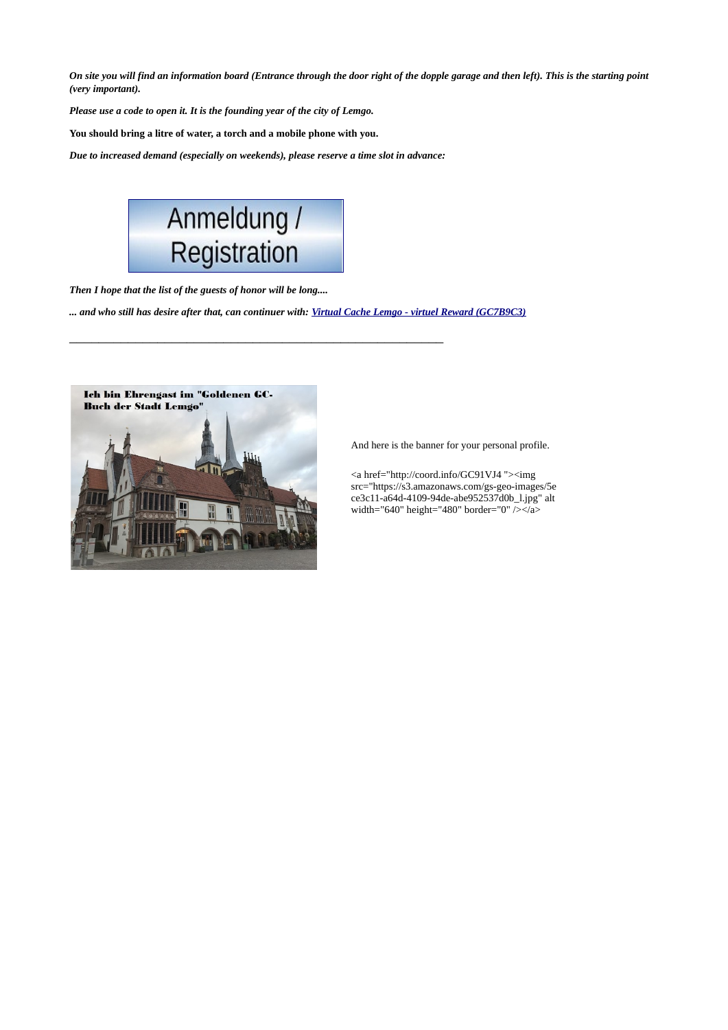***On site you will find an information board (Entrance through the door right of the dopple garage and then left). This is the starting point (very important).***

***Please use a code to open it. It is the founding year of the city of Lemgo.***

**You should bring a litre of water, a torch and a mobile phone with you.**

***Due to increased demand (especially on weekends), please reserve a time slot in advance:***

Anmeldung / Registration

***Then I hope that the list of the guests of honor will be long....***

***... and who still has desire after that, can continuer with: [Virtual Cache Lemgo - virtuel Reward (GC7B9C3)]***

---

Ich bin Ehrengast im "Goldenen GC-Buch der Stadt Lemgo"

And here is the banner for your personal profile.

```
<a href="http://coord.info/GC91VJ4 "><img src="https://s3.amazonaws.com/gs-geo-images/5ece3c11-a64d-4109-94de-abe952537d0b_l.jpg" alt width="640" height="480" border="0" /></a>
```